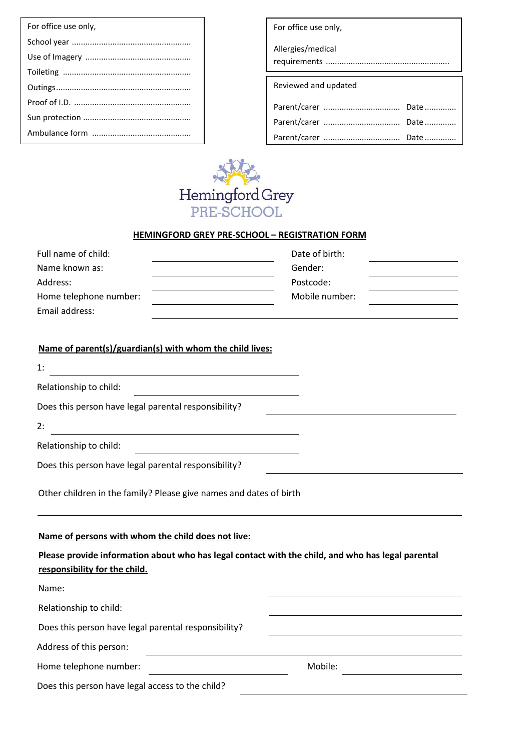For office use only,

School year ....................................................

Use of Imagery ..............................................

Toileting ........................................................

Outings...........................................................

Proof of I.D. ...................................................

Sun protection ...............................................

Ambulance form ...........................................

For office use only,

Allergies/medical requirements ......................................................

Reviewed and updated

Parent/carer ................................. Date .............

Parent/carer ................................. Date .............

Parent/carer ................................. Date .............

Hemingford Grey PRE-SCHOOL

## HEMINGFORD GREY PRE-SCHOOL – REGISTRATION FORM

Full name of child: ______________________ Date of birth: ______________________

Name known as: ______________________ Gender: ______________________

Address: ______________________ Postcode: ______________________

Home telephone number: ______________________ Mobile number: ______________________

Email address: ______________________

**Name of parent(s)/guardian(s) with whom the child lives:**

1: ______________________

Relationship to child: ______________________

Does this person have legal parental responsibility? ______________________

2: ______________________

Relationship to child: ______________________

Does this person have legal parental responsibility? ______________________

Other children in the family? Please give names and dates of birth

______________________

**Name of persons with whom the child does not live:**

**Please provide information about who has legal contact with the child, and who has legal parental responsibility for the child.**

Name: ______________________

Relationship to child: ______________________

Does this person have legal parental responsibility? ______________________

Address of this person: ______________________

Home telephone number: ______________________ Mobile: ______________________

Does this person have legal access to the child? ______________________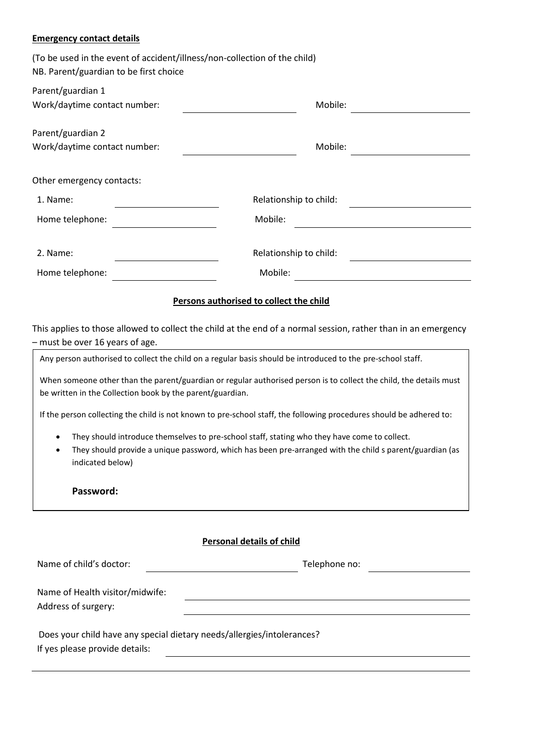**Emergency contact details**

(To be used in the event of accident/illness/non-collection of the child)
NB. Parent/guardian to be first choice

Parent/guardian 1
Work/daytime contact number: ____________________ Mobile: ____________________

Parent/guardian 2
Work/daytime contact number: ____________________ Mobile: ____________________

Other emergency contacts:

1. Name: ____________________ Relationship to child: ____________________

Home telephone: ____________________ Mobile: ____________________

2. Name: ____________________ Relationship to child: ____________________

Home telephone: ____________________ Mobile: ____________________

**Persons authorised to collect the child**

This applies to those allowed to collect the child at the end of a normal session, rather than in an emergency – must be over 16 years of age.

Any person authorised to collect the child on a regular basis should be introduced to the pre-school staff.

When someone other than the parent/guardian or regular authorised person is to collect the child, the details must be written in the Collection book by the parent/guardian.

If the person collecting the child is not known to pre-school staff, the following procedures should be adhered to:

- They should introduce themselves to pre-school staff, stating who they have come to collect.
- They should provide a unique password, which has been pre-arranged with the child s parent/guardian (as indicated below)

**Password:**

**Personal details of child**

Name of child's doctor: ____________________ Telephone no: ____________________

Name of Health visitor/midwife: ____________________
Address of surgery: ____________________

Does your child have any special dietary needs/allergies/intolerances?
If yes please provide details: ____________________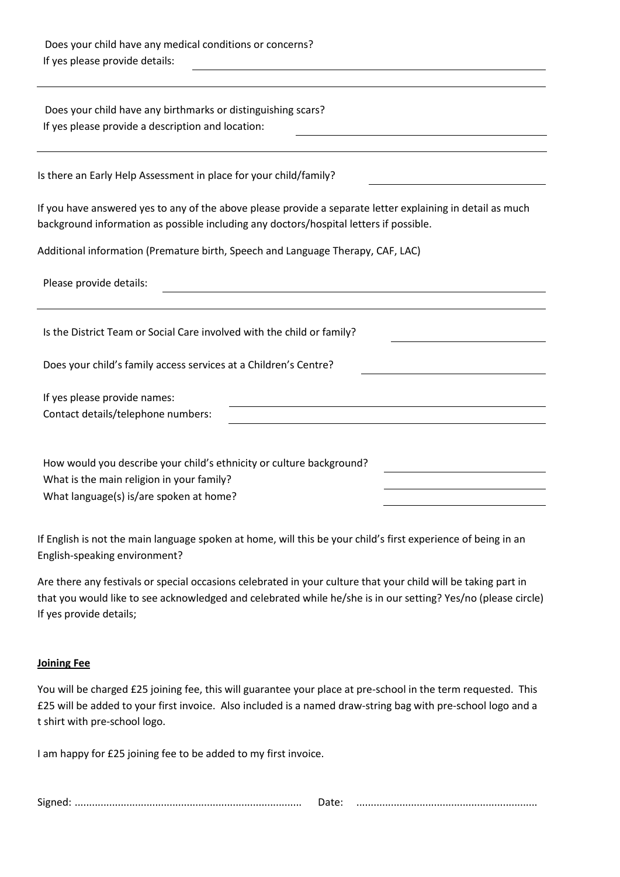Does your child have any medical conditions or concerns?
If yes please provide details: ______________________________

______________________________________________________________

Does your child have any birthmarks or distinguishing scars?
If yes please provide a description and location: ______________________________

______________________________________________________________

Is there an Early Help Assessment in place for your child/family? ______________

If you have answered yes to any of the above please provide a separate letter explaining in detail as much background information as possible including any doctors/hospital letters if possible.

Additional information (Premature birth, Speech and Language Therapy, CAF, LAC)

Please provide details: ______________________________

______________________________________________________________

Is the District Team or Social Care involved with the child or family? ______________

Does your child's family access services at a Children's Centre? ______________

If yes please provide names: ______________________________
Contact details/telephone numbers: ______________________________

How would you describe your child's ethnicity or culture background? ______________
What is the main religion in your family? ______________
What language(s) is/are spoken at home? ______________

If English is not the main language spoken at home, will this be your child's first experience of being in an English-speaking environment?

Are there any festivals or special occasions celebrated in your culture that your child will be taking part in that you would like to see acknowledged and celebrated while he/she is in our setting? Yes/no (please circle) If yes provide details;

**Joining Fee**

You will be charged £25 joining fee, this will guarantee your place at pre-school in the term requested. This £25 will be added to your first invoice. Also included is a named draw-string bag with pre-school logo and a t shirt with pre-school logo.

I am happy for £25 joining fee to be added to my first invoice.

Signed: ............................................................................. Date: .............................................................